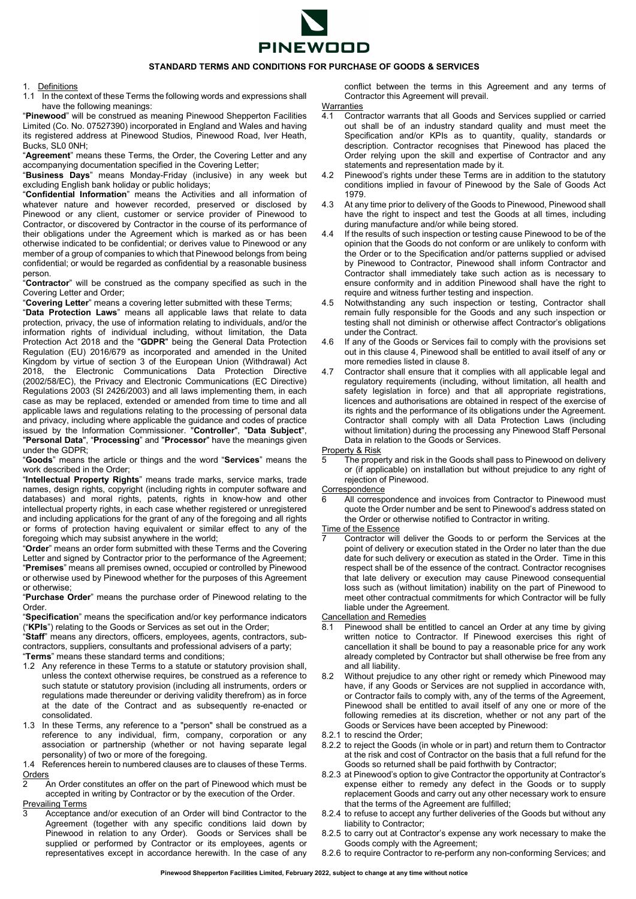PINEWOOD

# STANDARD TERMS AND CONDITIONS FOR PURCHASE OF GOODS & SERVICES

1. Definitions

1.1 In the context of these Terms the following words and expressions shall have the following meanings:

"**Pinewood**" will be construed as meaning Pinewood Shepperton Facilities Limited (Co. No. 07527390) incorporated in England and Wales and having its registered address at Pinewood Studios, Pinewood Road, Iver Heath, Bucks, SL0 0NH;

"**Agreement**" means these Terms, the Order, the Covering Letter and any accompanying documentation specified in the Covering Letter;

"**Business Days**" means Monday-Friday (inclusive) in any week but excluding English bank holiday or public holidays;

"**Confidential Information**" means the Activities and all information of whatever nature and however recorded, preserved or disclosed by Pinewood or any client, customer or service provider of Pinewood to Contractor, or discovered by Contractor in the course of its performance of their obligations under the Agreement which is marked as or has been otherwise indicated to be confidential; or derives value to Pinewood or any member of a group of companies to which that Pinewood belongs from being confidential; or would be regarded as confidential by a reasonable business person.

"**Contractor**" will be construed as the company specified as such in the Covering Letter and Order;

"**Covering Letter**" means a covering letter submitted with these Terms;

"**Data Protection Laws**" means all applicable laws that relate to data protection, privacy, the use of information relating to individuals, and/or the information rights of individual including, without limitation, the Data Protection Act 2018 and the "**GDPR**" being the General Data Protection Regulation (EU) 2016/679 as incorporated and amended in the United Kingdom by virtue of section 3 of the European Union (Withdrawal) Act 2018, the Electronic Communications Data Protection Directive (2002/58/EC), the Privacy and Electronic Communications (EC Directive) Regulations 2003 (SI 2426/2003) and all laws implementing them, in each case as may be replaced, extended or amended from time to time and all applicable laws and regulations relating to the processing of personal data and privacy, including where applicable the guidance and codes of practice issued by the Information Commissioner. "**Controller**", "**Data Subject**", "**Personal Data**", "**Processing**" and "**Processor**" have the meanings given under the GDPR;

"**Goods**" means the article or things and the word "**Services**" means the work described in the Order;

"**Intellectual Property Rights**" means trade marks, service marks, trade names, design rights, copyright (including rights in computer software and databases) and moral rights, patents, rights in know-how and other intellectual property rights, in each case whether registered or unregistered and including applications for the grant of any of the foregoing and all rights or forms of protection having equivalent or similar effect to any of the foregoing which may subsist anywhere in the world;

"**Order**" means an order form submitted with these Terms and the Covering Letter and signed by Contractor prior to the performance of the Agreement;

"**Premises**" means all premises owned, occupied or controlled by Pinewood or otherwise used by Pinewood whether for the purposes of this Agreement or otherwise;

"**Purchase Order**" means the purchase order of Pinewood relating to the Order.

"**Specification**" means the specification and/or key performance indicators ("**KPIs**") relating to the Goods or Services as set out in the Order;

"**Staff**" means any directors, officers, employees, agents, contractors, sub-contractors, suppliers, consultants and professional advisers of a party;

"**Terms**" means these standard terms and conditions;

1.2 Any reference in these Terms to a statute or statutory provision shall, unless the context otherwise requires, be construed as a reference to such statute or statutory provision (including all instruments, orders or regulations made thereunder or deriving validity therefrom) as in force at the date of the Contract and as subsequently re-enacted or consolidated.

1.3 In these Terms, any reference to a "person" shall be construed as a reference to any individual, firm, company, corporation or any association or partnership (whether or not having separate legal personality) of two or more of the foregoing.

1.4 References herein to numbered clauses are to clauses of these Terms.

Orders

2 An Order constitutes an offer on the part of Pinewood which must be accepted in writing by Contractor or by the execution of the Order.

Prevailing Terms

3 Acceptance and/or execution of an Order will bind Contractor to the Agreement (together with any specific conditions laid down by Pinewood in relation to any Order). Goods or Services shall be supplied or performed by Contractor or its employees, agents or representatives except in accordance herewith. In the case of any conflict between the terms in this Agreement and any terms of Contractor this Agreement will prevail.

Warranties

4.1 Contractor warrants that all Goods and Services supplied or carried out shall be of an industry standard quality and must meet the Specification and/or KPIs as to quantity, quality, standards or description. Contractor recognises that Pinewood has placed the Order relying upon the skill and expertise of Contractor and any statements and representation made by it.

4.2 Pinewood's rights under these Terms are in addition to the statutory conditions implied in favour of Pinewood by the Sale of Goods Act 1979.

4.3 At any time prior to delivery of the Goods to Pinewood, Pinewood shall have the right to inspect and test the Goods at all times, including during manufacture and/or while being stored.

4.4 If the results of such inspection or testing cause Pinewood to be of the opinion that the Goods do not conform or are unlikely to conform with the Order or to the Specification and/or patterns supplied or advised by Pinewood to Contractor, Pinewood shall inform Contractor and Contractor shall immediately take such action as is necessary to ensure conformity and in addition Pinewood shall have the right to require and witness further testing and inspection.

4.5 Notwithstanding any such inspection or testing, Contractor shall remain fully responsible for the Goods and any such inspection or testing shall not diminish or otherwise affect Contractor's obligations under the Contract.

4.6 If any of the Goods or Services fail to comply with the provisions set out in this clause 4, Pinewood shall be entitled to avail itself of any or more remedies listed in clause 8.

4.7 Contractor shall ensure that it complies with all applicable legal and regulatory requirements (including, without limitation, all health and safety legislation in force) and that all appropriate registrations, licences and authorisations are obtained in respect of the exercise of its rights and the performance of its obligations under the Agreement. Contractor shall comply with all Data Protection Laws (including without limitation) during the processing any Pinewood Staff Personal Data in relation to the Goods or Services.

Property & Risk

5 The property and risk in the Goods shall pass to Pinewood on delivery or (if applicable) on installation but without prejudice to any right of rejection of Pinewood.

Correspondence

6 All correspondence and invoices from Contractor to Pinewood must quote the Order number and be sent to Pinewood's address stated on the Order or otherwise notified to Contractor in writing.

Time of the Essence

7 Contractor will deliver the Goods to or perform the Services at the point of delivery or execution stated in the Order no later than the due date for such delivery or execution as stated in the Order. Time in this respect shall be of the essence of the contract. Contractor recognises that late delivery or execution may cause Pinewood consequential loss such as (without limitation) inability on the part of Pinewood to meet other contractual commitments for which Contractor will be fully liable under the Agreement.

Cancellation and Remedies

8.1 Pinewood shall be entitled to cancel an Order at any time by giving written notice to Contractor. If Pinewood exercises this right of cancellation it shall be bound to pay a reasonable price for any work already completed by Contractor but shall otherwise be free from any and all liability.

8.2 Without prejudice to any other right or remedy which Pinewood may have, if any Goods or Services are not supplied in accordance with, or Contractor fails to comply with, any of the terms of the Agreement, Pinewood shall be entitled to avail itself of any one or more of the following remedies at its discretion, whether or not any part of the Goods or Services have been accepted by Pinewood:

8.2.1 to rescind the Order;

8.2.2 to reject the Goods (in whole or in part) and return them to Contractor at the risk and cost of Contractor on the basis that a full refund for the Goods so returned shall be paid forthwith by Contractor;

8.2.3 at Pinewood's option to give Contractor the opportunity at Contractor's expense either to remedy any defect in the Goods or to supply replacement Goods and carry out any other necessary work to ensure that the terms of the Agreement are fulfilled;

8.2.4 to refuse to accept any further deliveries of the Goods but without any liability to Contractor;

8.2.5 to carry out at Contractor's expense any work necessary to make the Goods comply with the Agreement;

8.2.6 to require Contractor to re-perform any non-conforming Services; and

**Pinewood Shepperton Facilities Limited, February 2022, subject to change at any time without notice**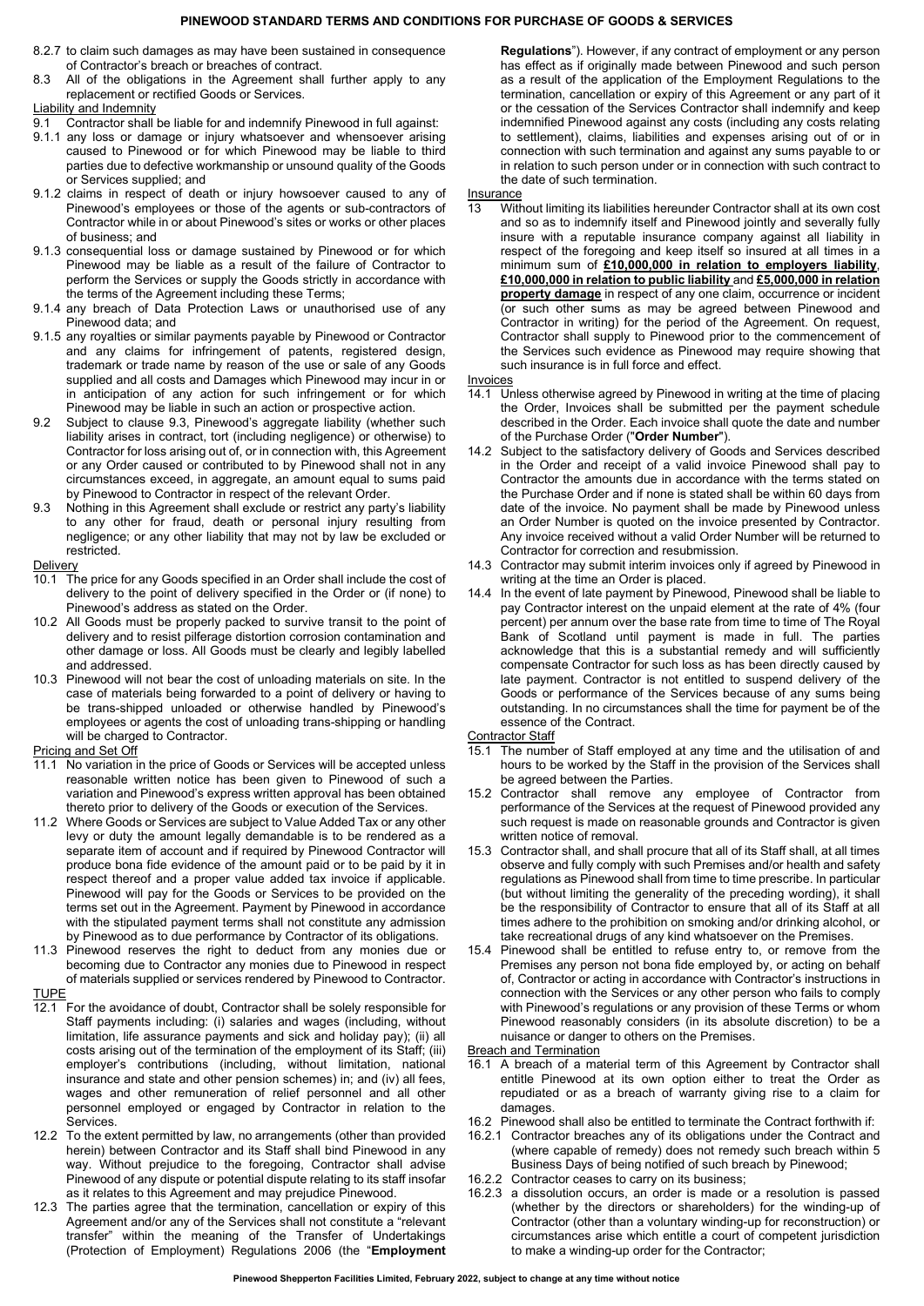8.2.7 to claim such damages as may have been sustained in consequence of Contractor's breach or breaches of contract.

8.3 All of the obligations in the Agreement shall further apply to any replacement or rectified Goods or Services.

Liability and Indemnity

9.1 Contractor shall be liable for and indemnify Pinewood in full against:

9.1.1 any loss or damage or injury whatsoever and whensoever arising caused to Pinewood or for which Pinewood may be liable to third parties due to defective workmanship or unsound quality of the Goods or Services supplied; and

9.1.2 claims in respect of death or injury howsoever caused to any of Pinewood's employees or those of the agents or sub-contractors of Contractor while in or about Pinewood's sites or works or other places of business; and

9.1.3 consequential loss or damage sustained by Pinewood or for which Pinewood may be liable as a result of the failure of Contractor to perform the Services or supply the Goods strictly in accordance with the terms of the Agreement including these Terms;

9.1.4 any breach of Data Protection Laws or unauthorised use of any Pinewood data; and

9.1.5 any royalties or similar payments payable by Pinewood or Contractor and any claims for infringement of patents, registered design, trademark or trade name by reason of the use or sale of any Goods supplied and all costs and Damages which Pinewood may incur in or in anticipation of any action for such infringement or for which Pinewood may be liable in such an action or prospective action.

9.2 Subject to clause 9.3, Pinewood's aggregate liability (whether such liability arises in contract, tort (including negligence) or otherwise) to Contractor for loss arising out of, or in connection with, this Agreement or any Order caused or contributed to by Pinewood shall not in any circumstances exceed, in aggregate, an amount equal to sums paid by Pinewood to Contractor in respect of the relevant Order.

9.3 Nothing in this Agreement shall exclude or restrict any party's liability to any other for fraud, death or personal injury resulting from negligence; or any other liability that may not by law be excluded or restricted.

Delivery

10.1 The price for any Goods specified in an Order shall include the cost of delivery to the point of delivery specified in the Order or (if none) to Pinewood's address as stated on the Order.

10.2 All Goods must be properly packed to survive transit to the point of delivery and to resist pilferage distortion corrosion contamination and other damage or loss. All Goods must be clearly and legibly labelled and addressed.

10.3 Pinewood will not bear the cost of unloading materials on site. In the case of materials being forwarded to a point of delivery or having to be trans-shipped unloaded or otherwise handled by Pinewood's employees or agents the cost of unloading trans-shipping or handling will be charged to Contractor.

Pricing and Set Off

11.1 No variation in the price of Goods or Services will be accepted unless reasonable written notice has been given to Pinewood of such a variation and Pinewood's express written approval has been obtained thereto prior to delivery of the Goods or execution of the Services.

11.2 Where Goods or Services are subject to Value Added Tax or any other levy or duty the amount legally demandable is to be rendered as a separate item of account and if required by Pinewood Contractor will produce bona fide evidence of the amount paid or to be paid by it in respect thereof and a proper value added tax invoice if applicable. Pinewood will pay for the Goods or Services to be provided on the terms set out in the Agreement. Payment by Pinewood in accordance with the stipulated payment terms shall not constitute any admission by Pinewood as to due performance by Contractor of its obligations.

11.3 Pinewood reserves the right to deduct from any monies due or becoming due to Contractor any monies due to Pinewood in respect of materials supplied or services rendered by Pinewood to Contractor.

TUPE

12.1 For the avoidance of doubt, Contractor shall be solely responsible for Staff payments including: (i) salaries and wages (including, without limitation, life assurance payments and sick and holiday pay); (ii) all costs arising out of the termination of the employment of its Staff; (iii) employer's contributions (including, without limitation, national insurance and state and other pension schemes) in; and (iv) all fees, wages and other remuneration of relief personnel and all other personnel employed or engaged by Contractor in relation to the Services.

12.2 To the extent permitted by law, no arrangements (other than provided herein) between Contractor and its Staff shall bind Pinewood in any way. Without prejudice to the foregoing, Contractor shall advise Pinewood of any dispute or potential dispute relating to its staff insofar as it relates to this Agreement and may prejudice Pinewood.

12.3 The parties agree that the termination, cancellation or expiry of this Agreement and/or any of the Services shall not constitute a "relevant transfer" within the meaning of the Transfer of Undertakings (Protection of Employment) Regulations 2006 (the "**Employment Regulations**"). However, if any contract of employment or any person has effect as if originally made between Pinewood and such person as a result of the application of the Employment Regulations to the termination, cancellation or expiry of this Agreement or any part of it or the cessation of the Services Contractor shall indemnify and keep indemnified Pinewood against any costs (including any costs relating to settlement), claims, liabilities and expenses arising out of or in connection with such termination and against any sums payable to or in relation to such person under or in connection with such contract to the date of such termination.

Insurance

13 Without limiting its liabilities hereunder Contractor shall at its own cost and so as to indemnify itself and Pinewood jointly and severally fully insure with a reputable insurance company against all liability in respect of the foregoing and keep itself so insured at all times in a minimum sum of **£10,000,000 in relation to employers liability**, **£10,000,000 in relation to public liability** and **£5,000,000 in relation property damage** in respect of any one claim, occurrence or incident (or such other sums as may be agreed between Pinewood and Contractor in writing) for the period of the Agreement. On request, Contractor shall supply to Pinewood prior to the commencement of the Services such evidence as Pinewood may require showing that such insurance is in full force and effect.

Invoices

14.1 Unless otherwise agreed by Pinewood in writing at the time of placing the Order, Invoices shall be submitted per the payment schedule described in the Order. Each invoice shall quote the date and number of the Purchase Order ("**Order Number**").

14.2 Subject to the satisfactory delivery of Goods and Services described in the Order and receipt of a valid invoice Pinewood shall pay to Contractor the amounts due in accordance with the terms stated on the Purchase Order and if none is stated shall be within 60 days from date of the invoice. No payment shall be made by Pinewood unless an Order Number is quoted on the invoice presented by Contractor. Any invoice received without a valid Order Number will be returned to Contractor for correction and resubmission.

14.3 Contractor may submit interim invoices only if agreed by Pinewood in writing at the time an Order is placed.

14.4 In the event of late payment by Pinewood, Pinewood shall be liable to pay Contractor interest on the unpaid element at the rate of 4% (four percent) per annum over the base rate from time to time of The Royal Bank of Scotland until payment is made in full. The parties acknowledge that this is a substantial remedy and will sufficiently compensate Contractor for such loss as has been directly caused by late payment. Contractor is not entitled to suspend delivery of the Goods or performance of the Services because of any sums being outstanding. In no circumstances shall the time for payment be of the essence of the Contract.

Contractor Staff

15.1 The number of Staff employed at any time and the utilisation of and hours to be worked by the Staff in the provision of the Services shall be agreed between the Parties.

15.2 Contractor shall remove any employee of Contractor from performance of the Services at the request of Pinewood provided any such request is made on reasonable grounds and Contractor is given written notice of removal.

15.3 Contractor shall, and shall procure that all of its Staff shall, at all times observe and fully comply with such Premises and/or health and safety regulations as Pinewood shall from time to time prescribe. In particular (but without limiting the generality of the preceding wording), it shall be the responsibility of Contractor to ensure that all of its Staff at all times adhere to the prohibition on smoking and/or drinking alcohol, or take recreational drugs of any kind whatsoever on the Premises.

15.4 Pinewood shall be entitled to refuse entry to, or remove from the Premises any person not bona fide employed by, or acting on behalf of, Contractor or acting in accordance with Contractor's instructions in connection with the Services or any other person who fails to comply with Pinewood's regulations or any provision of these Terms or whom Pinewood reasonably considers (in its absolute discretion) to be a nuisance or danger to others on the Premises.

Breach and Termination

16.1 A breach of a material term of this Agreement by Contractor shall entitle Pinewood at its own option either to treat the Order as repudiated or as a breach of warranty giving rise to a claim for damages.

16.2 Pinewood shall also be entitled to terminate the Contract forthwith if:

16.2.1 Contractor breaches any of its obligations under the Contract and (where capable of remedy) does not remedy such breach within 5 Business Days of being notified of such breach by Pinewood;

16.2.2 Contractor ceases to carry on its business;

16.2.3 a dissolution occurs, an order is made or a resolution is passed (whether by the directors or shareholders) for the winding-up of Contractor (other than a voluntary winding-up for reconstruction) or circumstances arise which entitle a court of competent jurisdiction to make a winding-up order for the Contractor;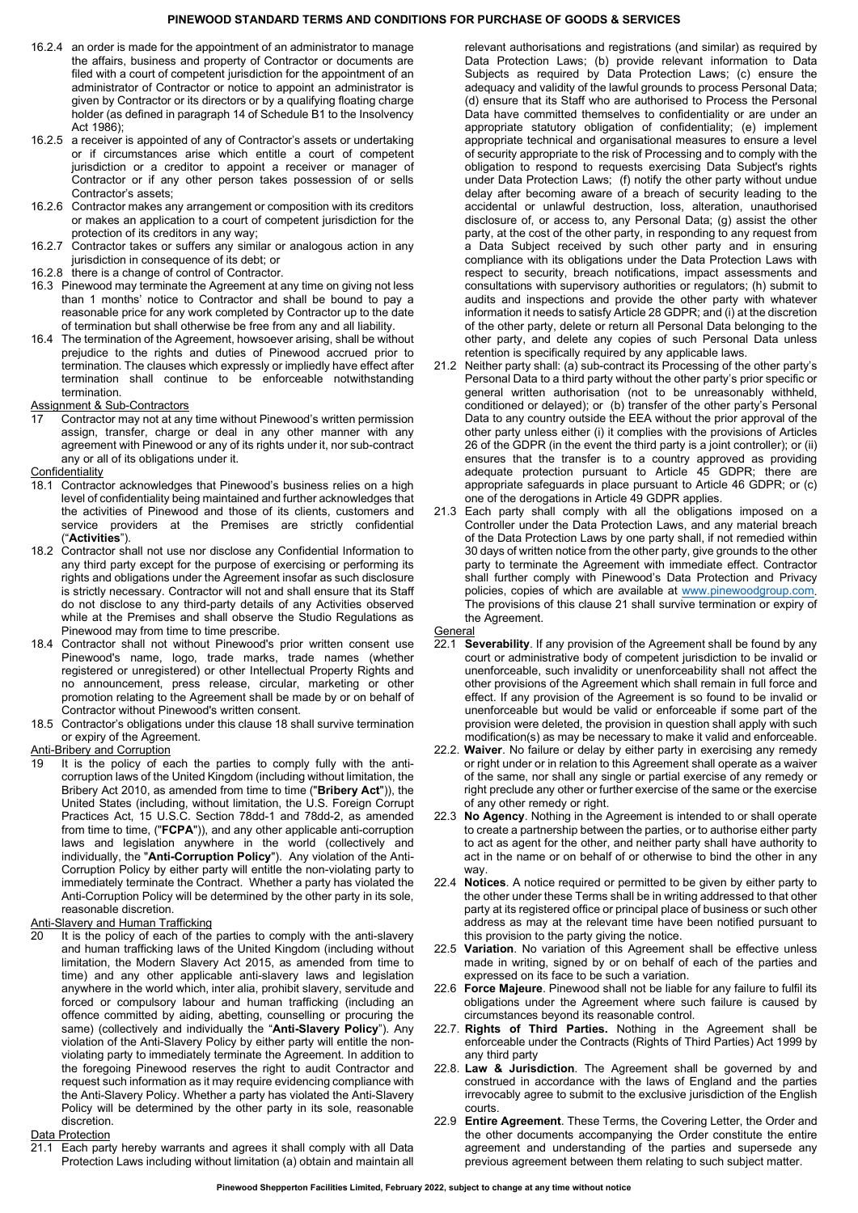16.2.4 an order is made for the appointment of an administrator to manage the affairs, business and property of Contractor or documents are filed with a court of competent jurisdiction for the appointment of an administrator of Contractor or notice to appoint an administrator is given by Contractor or its directors or by a qualifying floating charge holder (as defined in paragraph 14 of Schedule B1 to the Insolvency Act 1986);

16.2.5 a receiver is appointed of any of Contractor's assets or undertaking or if circumstances arise which entitle a court of competent jurisdiction or a creditor to appoint a receiver or manager of Contractor or if any other person takes possession of or sells Contractor's assets;

16.2.6 Contractor makes any arrangement or composition with its creditors or makes an application to a court of competent jurisdiction for the protection of its creditors in any way;

16.2.7 Contractor takes or suffers any similar or analogous action in any jurisdiction in consequence of its debt; or

16.2.8 there is a change of control of Contractor.

16.3 Pinewood may terminate the Agreement at any time on giving not less than 1 months' notice to Contractor and shall be bound to pay a reasonable price for any work completed by Contractor up to the date of termination but shall otherwise be free from any and all liability.

16.4 The termination of the Agreement, howsoever arising, shall be without prejudice to the rights and duties of Pinewood accrued prior to termination. The clauses which expressly or impliedly have effect after termination shall continue to be enforceable notwithstanding termination.

Assignment & Sub-Contractors

17 Contractor may not at any time without Pinewood's written permission assign, transfer, charge or deal in any other manner with any agreement with Pinewood or any of its rights under it, nor sub-contract any or all of its obligations under it.

Confidentiality

18.1 Contractor acknowledges that Pinewood's business relies on a high level of confidentiality being maintained and further acknowledges that the activities of Pinewood and those of its clients, customers and service providers at the Premises are strictly confidential ("**Activities**").

18.2 Contractor shall not use nor disclose any Confidential Information to any third party except for the purpose of exercising or performing its rights and obligations under the Agreement insofar as such disclosure is strictly necessary. Contractor will not and shall ensure that its Staff do not disclose to any third-party details of any Activities observed while at the Premises and shall observe the Studio Regulations as Pinewood may from time to time prescribe.

18.4 Contractor shall not without Pinewood's prior written consent use Pinewood's name, logo, trade marks, trade names (whether registered or unregistered) or other Intellectual Property Rights and no announcement, press release, circular, marketing or other promotion relating to the Agreement shall be made by or on behalf of Contractor without Pinewood's written consent.

18.5 Contractor's obligations under this clause 18 shall survive termination or expiry of the Agreement.

Anti-Bribery and Corruption

19 It is the policy of each the parties to comply fully with the anti-corruption laws of the United Kingdom (including without limitation, the Bribery Act 2010, as amended from time to time ("**Bribery Act**")), the United States (including, without limitation, the U.S. Foreign Corrupt Practices Act, 15 U.S.C. Section 78dd-1 and 78dd-2, as amended from time to time, ("**FCPA**")), and any other applicable anti-corruption laws and legislation anywhere in the world (collectively and individually, the "**Anti-Corruption Policy**"). Any violation of the Anti-Corruption Policy by either party will entitle the non-violating party to immediately terminate the Contract. Whether a party has violated the Anti-Corruption Policy will be determined by the other party in its sole, reasonable discretion.

Anti-Slavery and Human Trafficking

20 It is the policy of each of the parties to comply with the anti-slavery and human trafficking laws of the United Kingdom (including without limitation, the Modern Slavery Act 2015, as amended from time to time) and any other applicable anti-slavery laws and legislation anywhere in the world which, inter alia, prohibit slavery, servitude and forced or compulsory labour and human trafficking (including an offence committed by aiding, abetting, counselling or procuring the same) (collectively and individually the "**Anti-Slavery Policy**"). Any violation of the Anti-Slavery Policy by either party will entitle the non-violating party to immediately terminate the Agreement. In addition to the foregoing Pinewood reserves the right to audit Contractor and request such information as it may require evidencing compliance with the Anti-Slavery Policy. Whether a party has violated the Anti-Slavery Policy will be determined by the other party in its sole, reasonable discretion.

Data Protection

21.1 Each party hereby warrants and agrees it shall comply with all Data Protection Laws including without limitation (a) obtain and maintain all relevant authorisations and registrations (and similar) as required by Data Protection Laws; (b) provide relevant information to Data Subjects as required by Data Protection Laws; (c) ensure the adequacy and validity of the lawful grounds to process Personal Data; (d) ensure that its Staff who are authorised to Process the Personal Data have committed themselves to confidentiality or are under an appropriate statutory obligation of confidentiality; (e) implement appropriate technical and organisational measures to ensure a level of security appropriate to the risk of Processing and to comply with the obligation to respond to requests exercising Data Subject's rights under Data Protection Laws; (f) notify the other party without undue delay after becoming aware of a breach of security leading to the accidental or unlawful destruction, loss, alteration, unauthorised disclosure of, or access to, any Personal Data; (g) assist the other party, at the cost of the other party, in responding to any request from a Data Subject received by such other party and in ensuring compliance with its obligations under the Data Protection Laws with respect to security, breach notifications, impact assessments and consultations with supervisory authorities or regulators; (h) submit to audits and inspections and provide the other party with whatever information it needs to satisfy Article 28 GDPR; and (i) at the discretion of the other party, delete or return all Personal Data belonging to the other party, and delete any copies of such Personal Data unless retention is specifically required by any applicable laws.

21.2 Neither party shall: (a) sub-contract its Processing of the other party's Personal Data to a third party without the other party's prior specific or general written authorisation (not to be unreasonably withheld, conditioned or delayed); or (b) transfer of the other party's Personal Data to any country outside the EEA without the prior approval of the other party unless either (i) it complies with the provisions of Articles 26 of the GDPR (in the event the third party is a joint controller); or (ii) ensures that the transfer is to a country approved as providing adequate protection pursuant to Article 45 GDPR; there are appropriate safeguards in place pursuant to Article 46 GDPR; or (c) one of the derogations in Article 49 GDPR applies.

21.3 Each party shall comply with all the obligations imposed on a Controller under the Data Protection Laws, and any material breach of the Data Protection Laws by one party shall, if not remedied within 30 days of written notice from the other party, give grounds to the other party to terminate the Agreement with immediate effect. Contractor shall further comply with Pinewood's Data Protection and Privacy policies, copies of which are available at www.pinewoodgroup.com. The provisions of this clause 21 shall survive termination or expiry of the Agreement.

General

22.1 **Severability**. If any provision of the Agreement shall be found by any court or administrative body of competent jurisdiction to be invalid or unenforceable, such invalidity or unenforceability shall not affect the other provisions of the Agreement which shall remain in full force and effect. If any provision of the Agreement is so found to be invalid or unenforceable but would be valid or enforceable if some part of the provision were deleted, the provision in question shall apply with such modification(s) as may be necessary to make it valid and enforceable.

22.2. **Waiver**. No failure or delay by either party in exercising any remedy or right under or in relation to this Agreement shall operate as a waiver of the same, nor shall any single or partial exercise of any remedy or right preclude any other or further exercise of the same or the exercise of any other remedy or right.

22.3 **No Agency**. Nothing in the Agreement is intended to or shall operate to create a partnership between the parties, or to authorise either party to act as agent for the other, and neither party shall have authority to act in the name or on behalf of or otherwise to bind the other in any way.

22.4 **Notices**. A notice required or permitted to be given by either party to the other under these Terms shall be in writing addressed to that other party at its registered office or principal place of business or such other address as may at the relevant time have been notified pursuant to this provision to the party giving the notice.

22.5 **Variation**. No variation of this Agreement shall be effective unless made in writing, signed by or on behalf of each of the parties and expressed on its face to be such a variation.

22.6 **Force Majeure**. Pinewood shall not be liable for any failure to fulfil its obligations under the Agreement where such failure is caused by circumstances beyond its reasonable control.

22.7. **Rights of Third Parties.** Nothing in the Agreement shall be enforceable under the Contracts (Rights of Third Parties) Act 1999 by any third party

22.8. **Law & Jurisdiction**. The Agreement shall be governed by and construed in accordance with the laws of England and the parties irrevocably agree to submit to the exclusive jurisdiction of the English courts.

22.9 **Entire Agreement**. These Terms, the Covering Letter, the Order and the other documents accompanying the Order constitute the entire agreement and understanding of the parties and supersede any previous agreement between them relating to such subject matter.